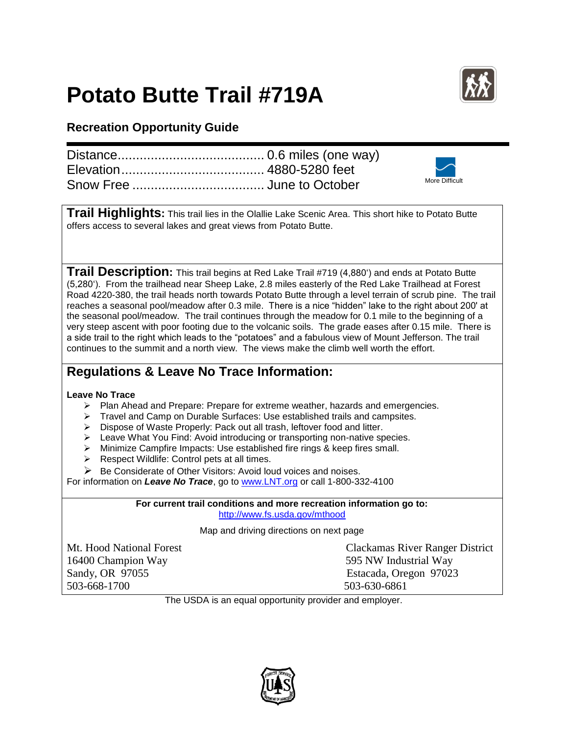# Potato Butte Trail #719A

## Recreation Opportunity Guide

Distance........................................ 0.6 miles (one way)
Elevation....................................... 4880-5280 feet
Snow Free .................................... June to October

More Difficult

**Trail Highlights:** This trail lies in the Olallie Lake Scenic Area. This short hike to Potato Butte offers access to several lakes and great views from Potato Butte.

**Trail Description:** This trail begins at Red Lake Trail #719 (4,880') and ends at Potato Butte (5,280'). From the trailhead near Sheep Lake, 2.8 miles easterly of the Red Lake Trailhead at Forest Road 4220-380, the trail heads north towards Potato Butte through a level terrain of scrub pine. The trail reaches a seasonal pool/meadow after 0.3 mile. There is a nice "hidden" lake to the right about 200' at the seasonal pool/meadow. The trail continues through the meadow for 0.1 mile to the beginning of a very steep ascent with poor footing due to the volcanic soils. The grade eases after 0.15 mile. There is a side trail to the right which leads to the "potatoes" and a fabulous view of Mount Jefferson. The trail continues to the summit and a north view. The views make the climb well worth the effort.

## Regulations & Leave No Trace Information:

**Leave No Trace**

- Plan Ahead and Prepare: Prepare for extreme weather, hazards and emergencies.
- Travel and Camp on Durable Surfaces: Use established trails and campsites.
- Dispose of Waste Properly: Pack out all trash, leftover food and litter.
- Leave What You Find: Avoid introducing or transporting non-native species.
- Minimize Campfire Impacts: Use established fire rings & keep fires small.
- Respect Wildlife: Control pets at all times.
- Be Considerate of Other Visitors: Avoid loud voices and noises.

For information on ***Leave No Trace***, go to www.LNT.org or call 1-800-332-4100

**For current trail conditions and more recreation information go to:**
http://www.fs.usda.gov/mthood

Map and driving directions on next page

Mt. Hood National Forest
16400 Champion Way
Sandy, OR 97055
503-668-1700

Clackamas River Ranger District
595 NW Industrial Way
Estacada, Oregon 97023
503-630-6861

The USDA is an equal opportunity provider and employer.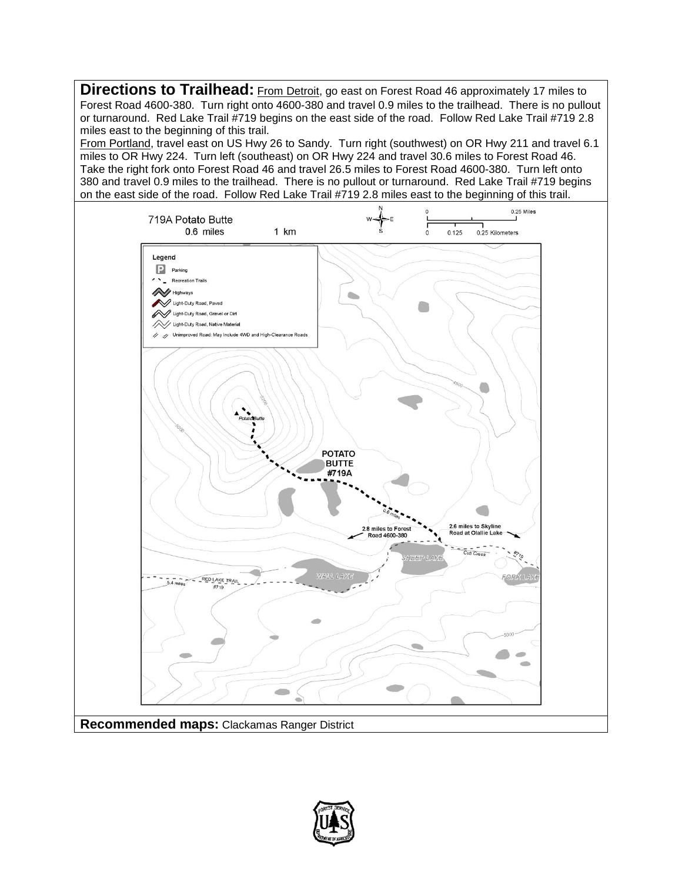**Directions to Trailhead:** From Detroit, go east on Forest Road 46 approximately 17 miles to Forest Road 4600-380. Turn right onto 4600-380 and travel 0.9 miles to the trailhead. There is no pullout or turnaround. Red Lake Trail #719 begins on the east side of the road. Follow Red Lake Trail #719 2.8 miles east to the beginning of this trail.

From Portland, travel east on US Hwy 26 to Sandy. Turn right (southwest) on OR Hwy 211 and travel 6.1 miles to OR Hwy 224. Turn left (southeast) on OR Hwy 224 and travel 30.6 miles to Forest Road 46. Take the right fork onto Forest Road 46 and travel 26.5 miles to Forest Road 4600-380. Turn left onto 380 and travel 0.9 miles to the trailhead. There is no pullout or turnaround. Red Lake Trail #719 begins on the east side of the road. Follow Red Lake Trail #719 2.8 miles east to the beginning of this trail.

719A Potato Butte
0.6 miles
1 km

0 0.25 Miles
0 0.125 0.25 Kilometers

Legend
Parking
Recreation Trails
Highways
Light-Duty Road, Paved
Light-Duty Road, Gravel or Dirt
Light-Duty Road, Native Material
Unimproved Road: May Include 4WD and High-Clearance Roads

Potato Butte
POTATO BUTTE #719A
0.6 miles
2.8 miles to Forest Road 4600-380
2.6 miles to Skyline Road at Olallie Lake
SHEEP LAKE
WALL LAKE
FORK LAKE
Cub Creek
RED LAKE TRAIL #719
5.4 miles
#719

**Recommended maps:** Clackamas Ranger District